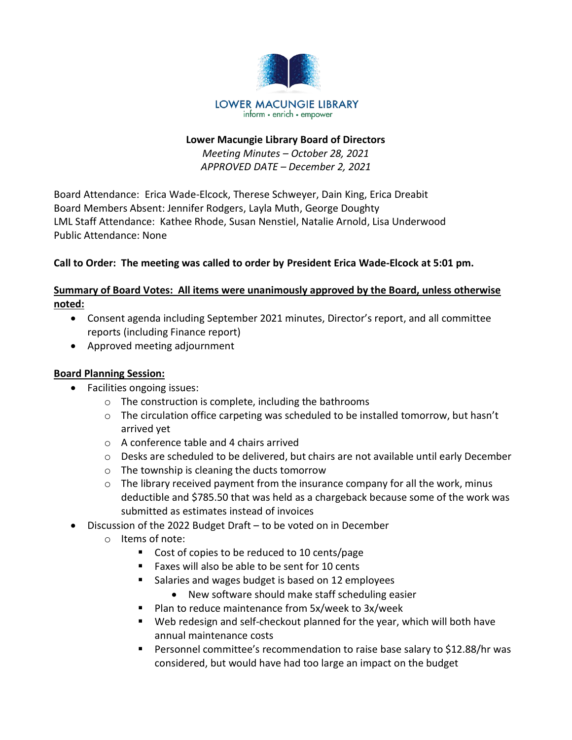LOWER MACUNGIE LIBRARY
inform • enrich • empower

# Lower Macungie Library Board of Directors

*Meeting Minutes – October 28, 2021*
*APPROVED DATE – December 2, 2021*

Board Attendance: Erica Wade-Elcock, Therese Schweyer, Dain King, Erica Dreabit
Board Members Absent: Jennifer Rodgers, Layla Muth, George Doughty
LML Staff Attendance: Kathee Rhode, Susan Nenstiel, Natalie Arnold, Lisa Underwood
Public Attendance: None

**Call to Order: The meeting was called to order by President Erica Wade-Elcock at 5:01 pm.**

**Summary of Board Votes: All items were unanimously approved by the Board, unless otherwise noted:**

- Consent agenda including September 2021 minutes, Director's report, and all committee reports (including Finance report)
- Approved meeting adjournment

**Board Planning Session:**

- Facilities ongoing issues:
  - The construction is complete, including the bathrooms
  - The circulation office carpeting was scheduled to be installed tomorrow, but hasn't arrived yet
  - A conference table and 4 chairs arrived
  - Desks are scheduled to be delivered, but chairs are not available until early December
  - The township is cleaning the ducts tomorrow
  - The library received payment from the insurance company for all the work, minus deductible and $785.50 that was held as a chargeback because some of the work was submitted as estimates instead of invoices
- Discussion of the 2022 Budget Draft – to be voted on in December
  - Items of note:
    - Cost of copies to be reduced to 10 cents/page
    - Faxes will also be able to be sent for 10 cents
    - Salaries and wages budget is based on 12 employees
      - New software should make staff scheduling easier
    - Plan to reduce maintenance from 5x/week to 3x/week
    - Web redesign and self-checkout planned for the year, which will both have annual maintenance costs
    - Personnel committee's recommendation to raise base salary to $12.88/hr was considered, but would have had too large an impact on the budget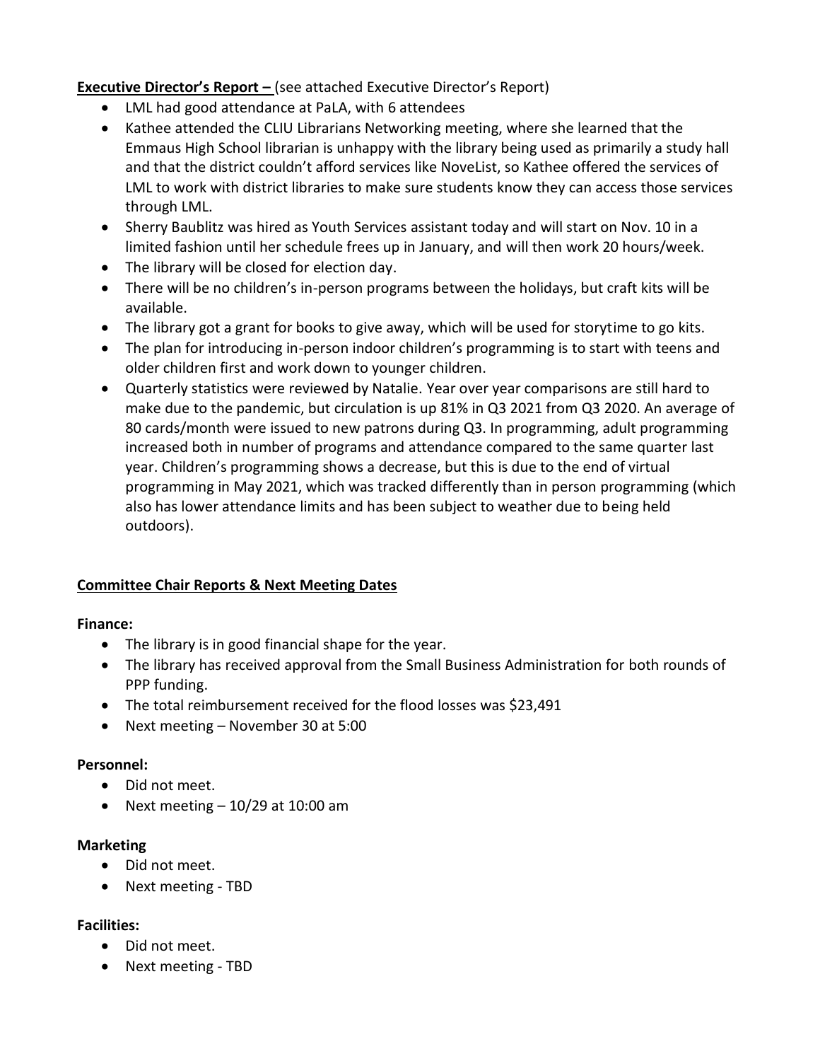**Executive Director's Report –** (see attached Executive Director's Report)

- LML had good attendance at PaLA, with 6 attendees
- Kathee attended the CLIU Librarians Networking meeting, where she learned that the Emmaus High School librarian is unhappy with the library being used as primarily a study hall and that the district couldn't afford services like NoveList, so Kathee offered the services of LML to work with district libraries to make sure students know they can access those services through LML.
- Sherry Baublitz was hired as Youth Services assistant today and will start on Nov. 10 in a limited fashion until her schedule frees up in January, and will then work 20 hours/week.
- The library will be closed for election day.
- There will be no children's in-person programs between the holidays, but craft kits will be available.
- The library got a grant for books to give away, which will be used for storytime to go kits.
- The plan for introducing in-person indoor children's programming is to start with teens and older children first and work down to younger children.
- Quarterly statistics were reviewed by Natalie. Year over year comparisons are still hard to make due to the pandemic, but circulation is up 81% in Q3 2021 from Q3 2020. An average of 80 cards/month were issued to new patrons during Q3. In programming, adult programming increased both in number of programs and attendance compared to the same quarter last year. Children's programming shows a decrease, but this is due to the end of virtual programming in May 2021, which was tracked differently than in person programming (which also has lower attendance limits and has been subject to weather due to being held outdoors).

**Committee Chair Reports & Next Meeting Dates**

**Finance:**

- The library is in good financial shape for the year.
- The library has received approval from the Small Business Administration for both rounds of PPP funding.
- The total reimbursement received for the flood losses was $23,491
- Next meeting – November 30 at 5:00

**Personnel:**

- Did not meet.
- Next meeting – 10/29 at 10:00 am

**Marketing**

- Did not meet.
- Next meeting - TBD

**Facilities:**

- Did not meet.
- Next meeting - TBD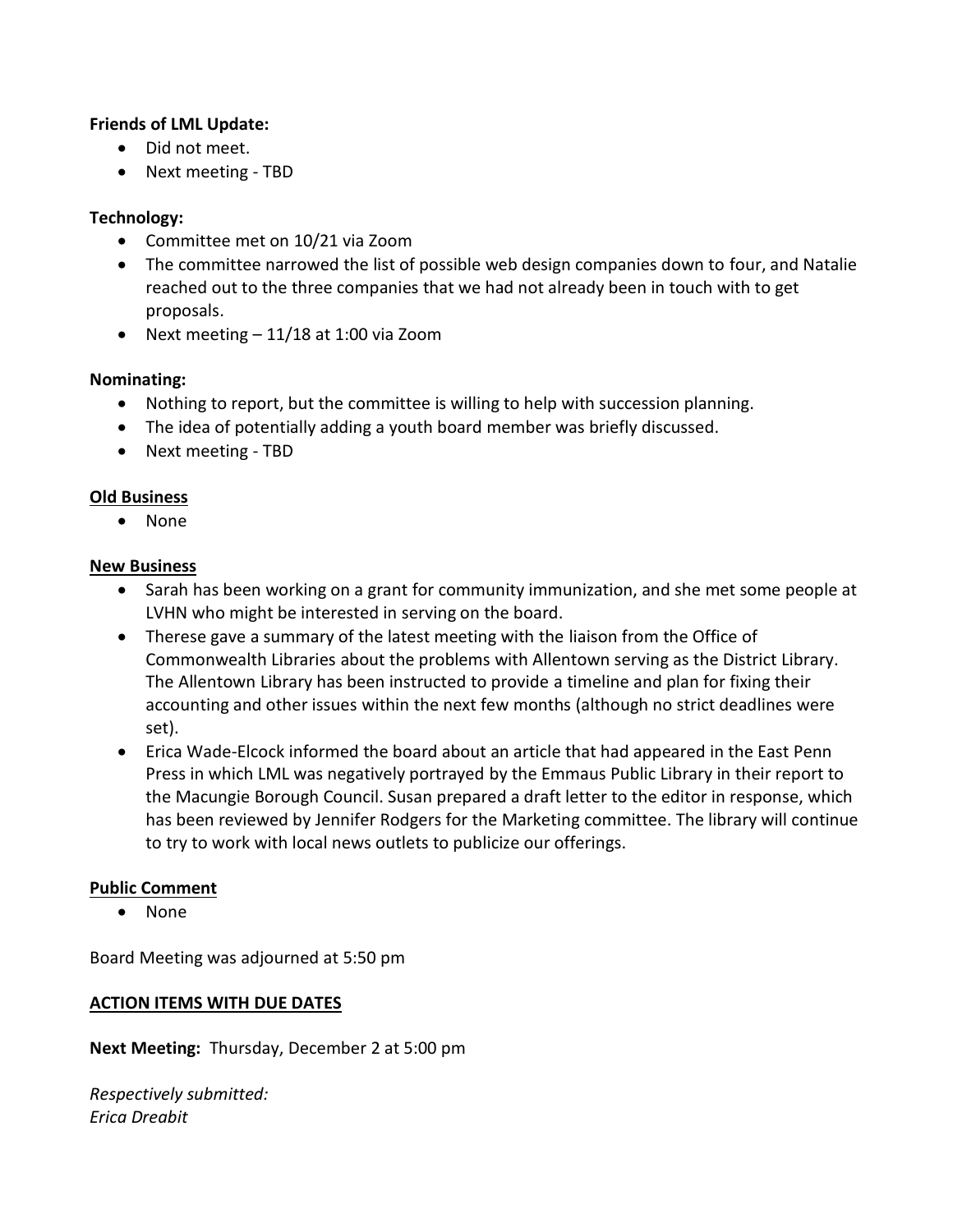**Friends of LML Update:**

- Did not meet.
- Next meeting - TBD

**Technology:**

- Committee met on 10/21 via Zoom
- The committee narrowed the list of possible web design companies down to four, and Natalie reached out to the three companies that we had not already been in touch with to get proposals.
- Next meeting – 11/18 at 1:00 via Zoom

**Nominating:**

- Nothing to report, but the committee is willing to help with succession planning.
- The idea of potentially adding a youth board member was briefly discussed.
- Next meeting - TBD

**Old Business**

- None

**New Business**

- Sarah has been working on a grant for community immunization, and she met some people at LVHN who might be interested in serving on the board.
- Therese gave a summary of the latest meeting with the liaison from the Office of Commonwealth Libraries about the problems with Allentown serving as the District Library. The Allentown Library has been instructed to provide a timeline and plan for fixing their accounting and other issues within the next few months (although no strict deadlines were set).
- Erica Wade-Elcock informed the board about an article that had appeared in the East Penn Press in which LML was negatively portrayed by the Emmaus Public Library in their report to the Macungie Borough Council. Susan prepared a draft letter to the editor in response, which has been reviewed by Jennifer Rodgers for the Marketing committee. The library will continue to try to work with local news outlets to publicize our offerings.

**Public Comment**

- None

Board Meeting was adjourned at 5:50 pm

**ACTION ITEMS WITH DUE DATES**

**Next Meeting:** Thursday, December 2 at 5:00 pm

*Respectively submitted:*
*Erica Dreabit*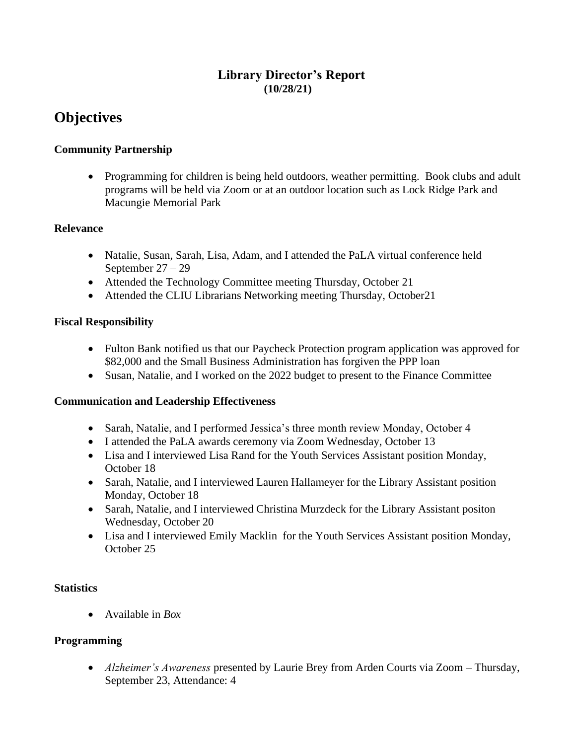# Library Director's Report
**(10/28/21)**

## Objectives

### Community Partnership

- Programming for children is being held outdoors, weather permitting. Book clubs and adult programs will be held via Zoom or at an outdoor location such as Lock Ridge Park and Macungie Memorial Park

### Relevance

- Natalie, Susan, Sarah, Lisa, Adam, and I attended the PaLA virtual conference held September 27 – 29
- Attended the Technology Committee meeting Thursday, October 21
- Attended the CLIU Librarians Networking meeting Thursday, October21

### Fiscal Responsibility

- Fulton Bank notified us that our Paycheck Protection program application was approved for $82,000 and the Small Business Administration has forgiven the PPP loan
- Susan, Natalie, and I worked on the 2022 budget to present to the Finance Committee

### Communication and Leadership Effectiveness

- Sarah, Natalie, and I performed Jessica's three month review Monday, October 4
- I attended the PaLA awards ceremony via Zoom Wednesday, October 13
- Lisa and I interviewed Lisa Rand for the Youth Services Assistant position Monday, October 18
- Sarah, Natalie, and I interviewed Lauren Hallameyer for the Library Assistant position Monday, October 18
- Sarah, Natalie, and I interviewed Christina Murzdeck for the Library Assistant positon Wednesday, October 20
- Lisa and I interviewed Emily Macklin for the Youth Services Assistant position Monday, October 25

### Statistics

- Available in *Box*

### Programming

- *Alzheimer's Awareness* presented by Laurie Brey from Arden Courts via Zoom – Thursday, September 23, Attendance: 4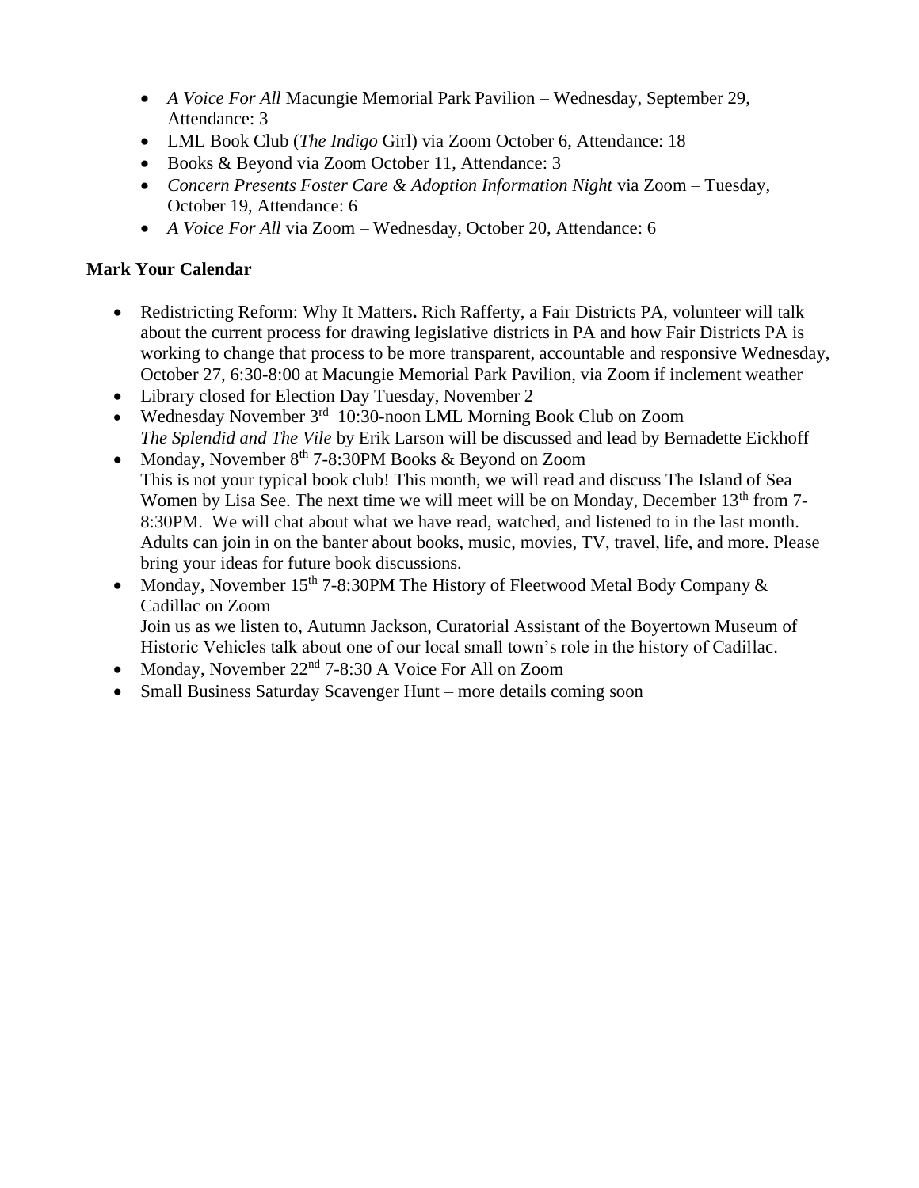- *A Voice For All* Macungie Memorial Park Pavilion – Wednesday, September 29, Attendance: 3
- LML Book Club (*The Indigo* Girl) via Zoom October 6, Attendance: 18
- Books & Beyond via Zoom October 11, Attendance: 3
- *Concern Presents Foster Care & Adoption Information Night* via Zoom – Tuesday, October 19, Attendance: 6
- *A Voice For All* via Zoom – Wednesday, October 20, Attendance: 6

**Mark Your Calendar**

- Redistricting Reform: Why It Matters**.** Rich Rafferty, a Fair Districts PA, volunteer will talk about the current process for drawing legislative districts in PA and how Fair Districts PA is working to change that process to be more transparent, accountable and responsive Wednesday, October 27, 6:30-8:00 at Macungie Memorial Park Pavilion, via Zoom if inclement weather
- Library closed for Election Day Tuesday, November 2
- Wednesday November 3rd 10:30-noon LML Morning Book Club on Zoom
  *The Splendid and The Vile* by Erik Larson will be discussed and lead by Bernadette Eickhoff
- Monday, November 8th 7-8:30PM Books & Beyond on Zoom
  This is not your typical book club! This month, we will read and discuss The Island of Sea Women by Lisa See. The next time we will meet will be on Monday, December 13th from 7-8:30PM. We will chat about what we have read, watched, and listened to in the last month. Adults can join in on the banter about books, music, movies, TV, travel, life, and more. Please bring your ideas for future book discussions.
- Monday, November 15th 7-8:30PM The History of Fleetwood Metal Body Company & Cadillac on Zoom
  Join us as we listen to, Autumn Jackson, Curatorial Assistant of the Boyertown Museum of Historic Vehicles talk about one of our local small town's role in the history of Cadillac.
- Monday, November 22nd 7-8:30 A Voice For All on Zoom
- Small Business Saturday Scavenger Hunt – more details coming soon